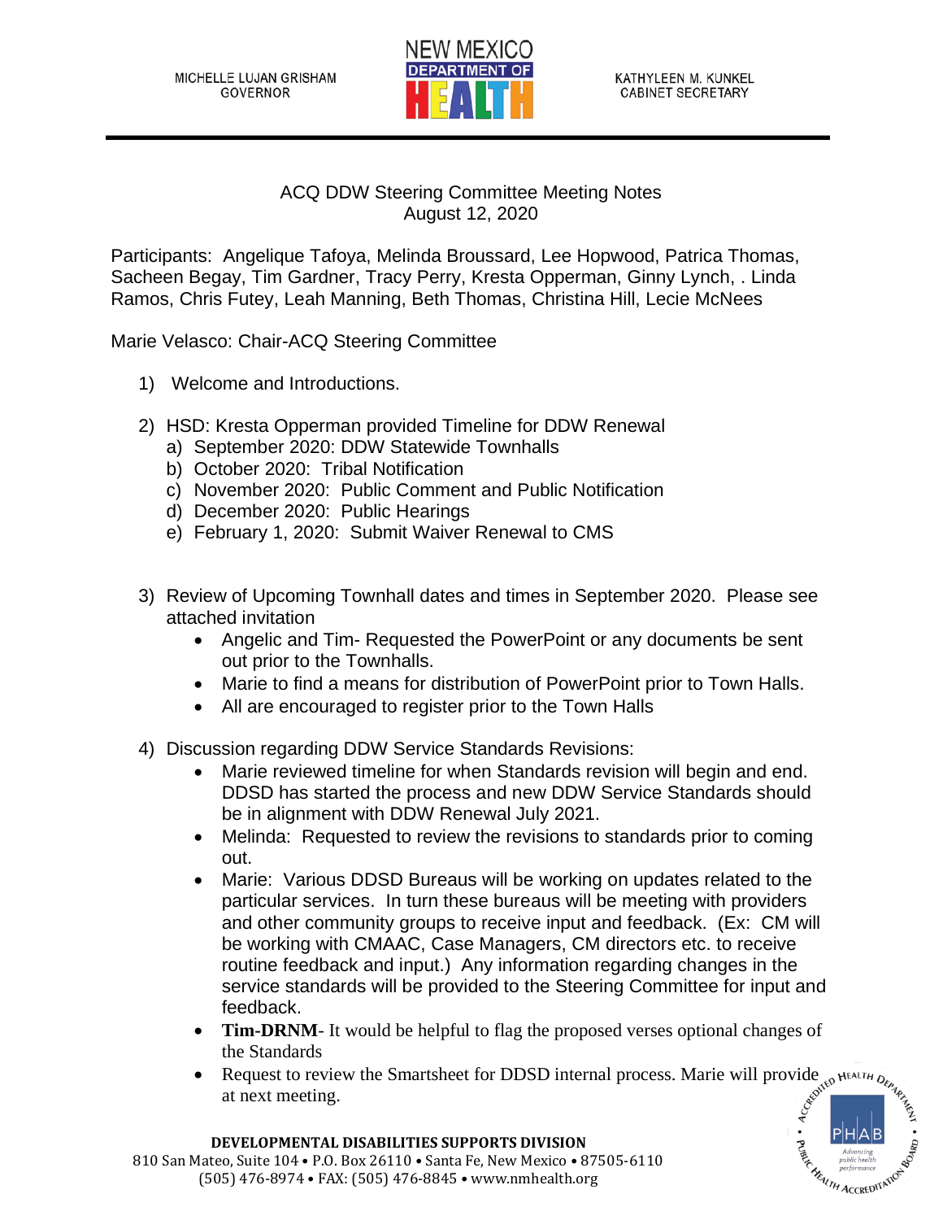MICHELLE LUJAN GRISHAM
GOVERNOR

NEW MEXICO DEPARTMENT OF HEALTH

KATHYLEEN M. KUNKEL
CABINET SECRETARY

# ACQ DDW Steering Committee Meeting Notes
August 12, 2020

Participants: Angelique Tafoya, Melinda Broussard, Lee Hopwood, Patrica Thomas, Sacheen Begay, Tim Gardner, Tracy Perry, Kresta Opperman, Ginny Lynch, . Linda Ramos, Chris Futey, Leah Manning, Beth Thomas, Christina Hill, Lecie McNees

Marie Velasco: Chair-ACQ Steering Committee

1) Welcome and Introductions.

2) HSD: Kresta Opperman provided Timeline for DDW Renewal
   a) September 2020: DDW Statewide Townhalls
   b) October 2020: Tribal Notification
   c) November 2020: Public Comment and Public Notification
   d) December 2020: Public Hearings
   e) February 1, 2020: Submit Waiver Renewal to CMS

3) Review of Upcoming Townhall dates and times in September 2020. Please see attached invitation
   - Angelic and Tim- Requested the PowerPoint or any documents be sent out prior to the Townhalls.
   - Marie to find a means for distribution of PowerPoint prior to Town Halls.
   - All are encouraged to register prior to the Town Halls

4) Discussion regarding DDW Service Standards Revisions:
   - Marie reviewed timeline for when Standards revision will begin and end. DDSD has started the process and new DDW Service Standards should be in alignment with DDW Renewal July 2021.
   - Melinda: Requested to review the revisions to standards prior to coming out.
   - Marie: Various DDSD Bureaus will be working on updates related to the particular services. In turn these bureaus will be meeting with providers and other community groups to receive input and feedback. (Ex: CM will be working with CMAAC, Case Managers, CM directors etc. to receive routine feedback and input.) Any information regarding changes in the service standards will be provided to the Steering Committee for input and feedback.
   - **Tim-DRNM**- It would be helpful to flag the proposed verses optional changes of the Standards
   - Request to review the Smartsheet for DDSD internal process. Marie will provide at next meeting.

**DEVELOPMENTAL DISABILITIES SUPPORTS DIVISION**
810 San Mateo, Suite 104 • P.O. Box 26110 • Santa Fe, New Mexico • 87505-6110
(505) 476-8974 • FAX: (505) 476-8845 • www.nmhealth.org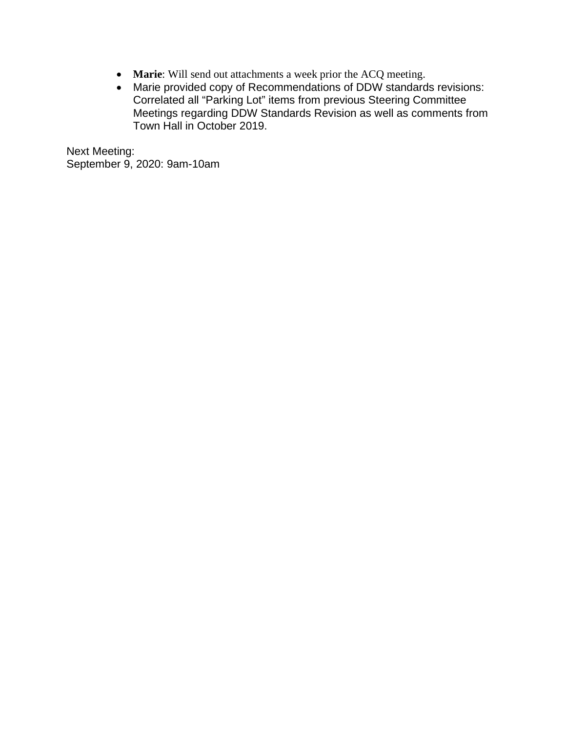- **Marie**: Will send out attachments a week prior the ACQ meeting.
- Marie provided copy of Recommendations of DDW standards revisions: Correlated all “Parking Lot” items from previous Steering Committee Meetings regarding DDW Standards Revision as well as comments from Town Hall in October 2019.

Next Meeting:
September 9, 2020: 9am-10am